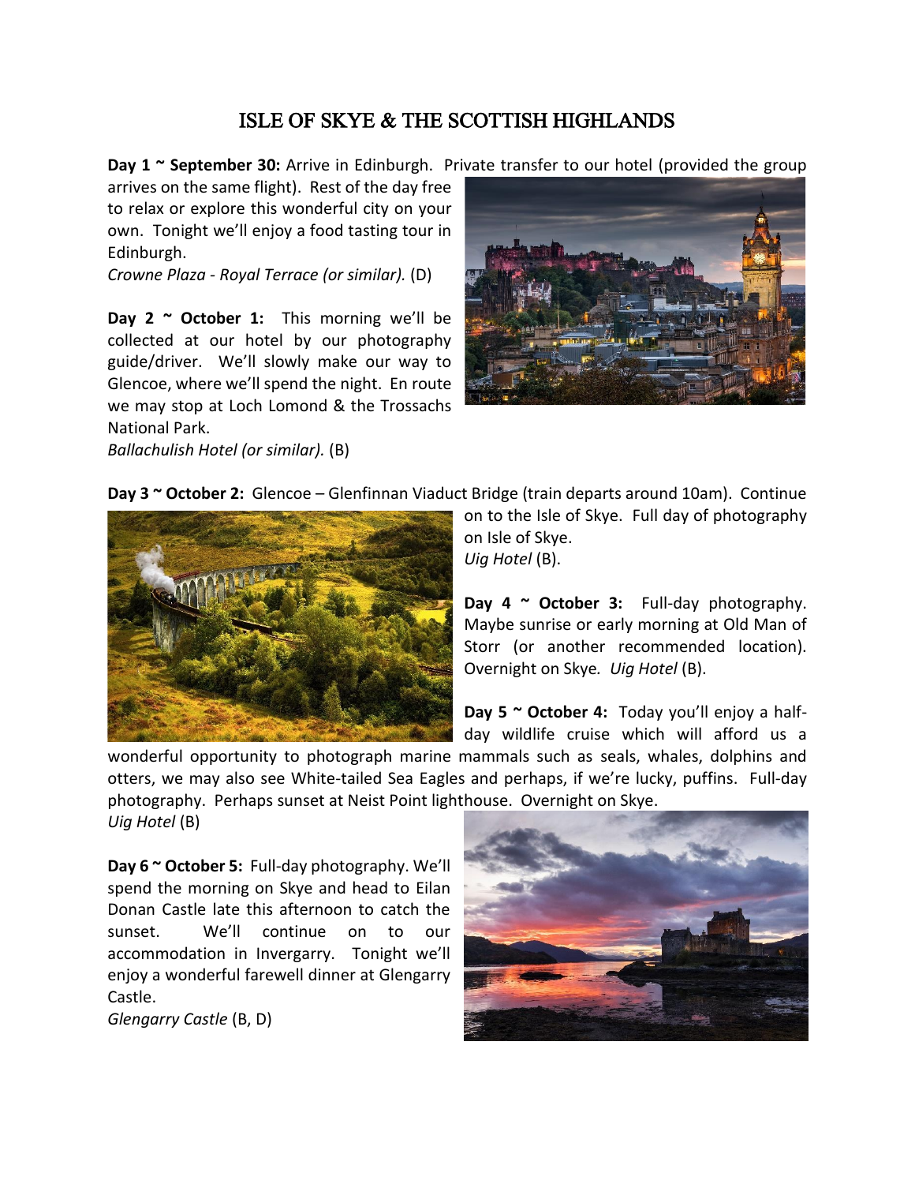# ISLE OF SKYE & THE SCOTTISH HIGHLANDS

**Day 1 ~ September 30:** Arrive in Edinburgh. Private transfer to our hotel (provided the group arrives on the same flight). Rest of the day free to relax or explore this wonderful city on your own. Tonight we'll enjoy a food tasting tour in Edinburgh.
*Crowne Plaza - Royal Terrace (or similar).* (D)

**Day 2 ~ October 1:** This morning we'll be collected at our hotel by our photography guide/driver. We'll slowly make our way to Glencoe, where we'll spend the night. En route we may stop at Loch Lomond & the Trossachs National Park.
*Ballachulish Hotel (or similar).* (B)

**Day 3 ~ October 2:** Glencoe – Glenfinnan Viaduct Bridge (train departs around 10am). Continue on to the Isle of Skye. Full day of photography on Isle of Skye.
*Uig Hotel* (B).

**Day 4 ~ October 3:** Full-day photography. Maybe sunrise or early morning at Old Man of Storr (or another recommended location). Overnight on Skye. *Uig Hotel* (B).

**Day 5 ~ October 4:** Today you'll enjoy a half-day wildlife cruise which will afford us a wonderful opportunity to photograph marine mammals such as seals, whales, dolphins and otters, we may also see White-tailed Sea Eagles and perhaps, if we're lucky, puffins. Full-day photography. Perhaps sunset at Neist Point lighthouse. Overnight on Skye.
*Uig Hotel* (B)

**Day 6 ~ October 5:** Full-day photography. We'll spend the morning on Skye and head to Eilan Donan Castle late this afternoon to catch the sunset. We'll continue on to our accommodation in Invergarry. Tonight we'll enjoy a wonderful farewell dinner at Glengarry Castle.
*Glengarry Castle* (B, D)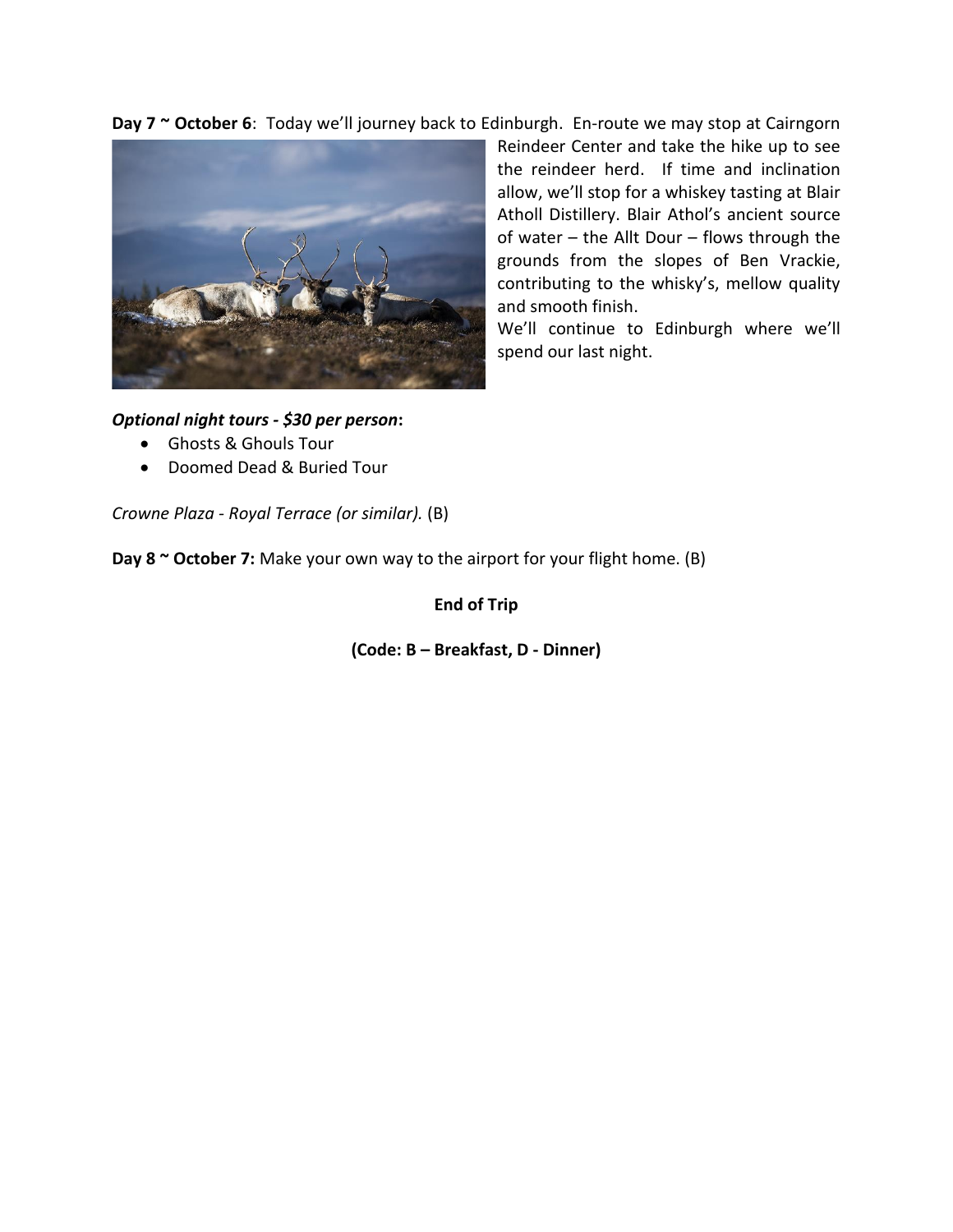**Day 7 ~ October 6**: Today we'll journey back to Edinburgh. En-route we may stop at Cairngorn Reindeer Center and take the hike up to see the reindeer herd. If time and inclination allow, we'll stop for a whiskey tasting at Blair Atholl Distillery. Blair Athol's ancient source of water – the Allt Dour – flows through the grounds from the slopes of Ben Vrackie, contributing to the whisky's, mellow quality and smooth finish.

We'll continue to Edinburgh where we'll spend our last night.

***Optional night tours - $30 per person*:**

- Ghosts & Ghouls Tour
- Doomed Dead & Buried Tour

*Crowne Plaza - Royal Terrace (or similar).* (B)

**Day 8 ~ October 7:** Make your own way to the airport for your flight home. (B)

**End of Trip**

**(Code: B – Breakfast, D - Dinner)**